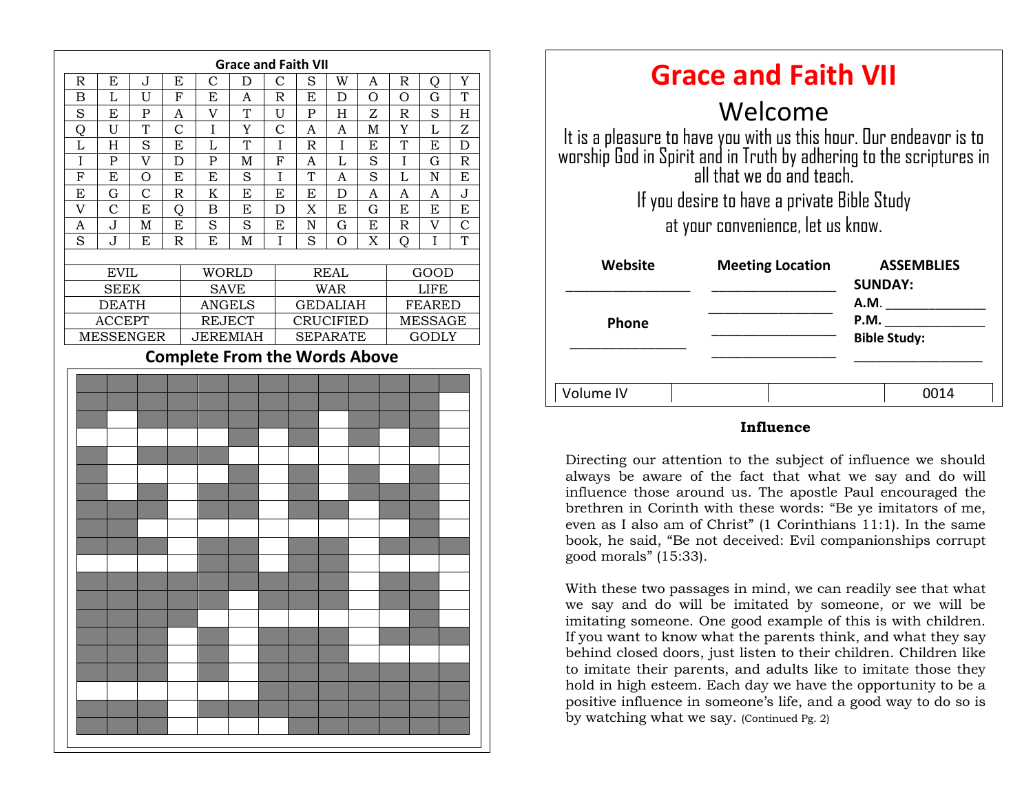## Grace and Faith VII

| R | E | J | E | C | D | C | S | W | A | R | Q | Y |
|---|---|---|---|---|---|---|---|---|---|---|---|---|
| B | L | U | F | E | A | R | E | D | O | O | G | T |
| S | E | P | A | V | T | U | P | H | Z | R | S | H |
| Q | U | T | C | I | Y | C | A | A | M | Y | L | Z |
| L | H | S | E | L | T | I | R | I | E | T | E | D |
| I | P | V | D | P | M | F | A | L | S | I | G | R |
| F | E | O | E | E | S | I | T | A | S | L | N | E |
| E | G | C | R | K | E | E | E | D | A | A | A | J |
| V | C | E | Q | B | E | D | X | E | G | E | E | E |
| A | J | M | E | S | S | E | N | G | E | R | V | C |
| S | J | E | R | E | M | I | S | O | X | Q | I | T |

| EVIL | WORLD | REAL | GOOD |
|---|---|---|---|
| SEEK | SAVE | WAR | LIFE |
| DEATH | ANGELS | GEDALIAH | FEARED |
| ACCEPT | REJECT | CRUCIFIED | MESSAGE |
| MESSENGER | JEREMIAH | SEPARATE | GODLY |

### Complete From the Words Above

# Grace and Faith VII

## Welcome

It is a pleasure to have you with us this hour. Our endeavor is to worship God in Spirit and in Truth by adhering to the scriptures in all that we do and teach.

If you desire to have a private Bible Study at your convenience, let us know.

| Website | Meeting Location | ASSEMBLIES |
|---|---|---|
| ________________ | ________________ | **SUNDAY:** |
| | ________________ | **A.M.** ______________ |
| **Phone** | ________________ | **P.M.** ______________ |
| ________________ | ________________ | **Bible Study:** ______________ |

| Volume IV | | | 0014 |
|---|---|---|---|

### Influence

Directing our attention to the subject of influence we should always be aware of the fact that what we say and do will influence those around us. The apostle Paul encouraged the brethren in Corinth with these words: “Be ye imitators of me, even as I also am of Christ” (1 Corinthians 11:1). In the same book, he said, “Be not deceived: Evil companionships corrupt good morals” (15:33).

With these two passages in mind, we can readily see that what we say and do will be imitated by someone, or we will be imitating someone. One good example of this is with children. If you want to know what the parents think, and what they say behind closed doors, just listen to their children. Children like to imitate their parents, and adults like to imitate those they hold in high esteem. Each day we have the opportunity to be a positive influence in someone’s life, and a good way to do so is by watching what we say. (Continued Pg. 2)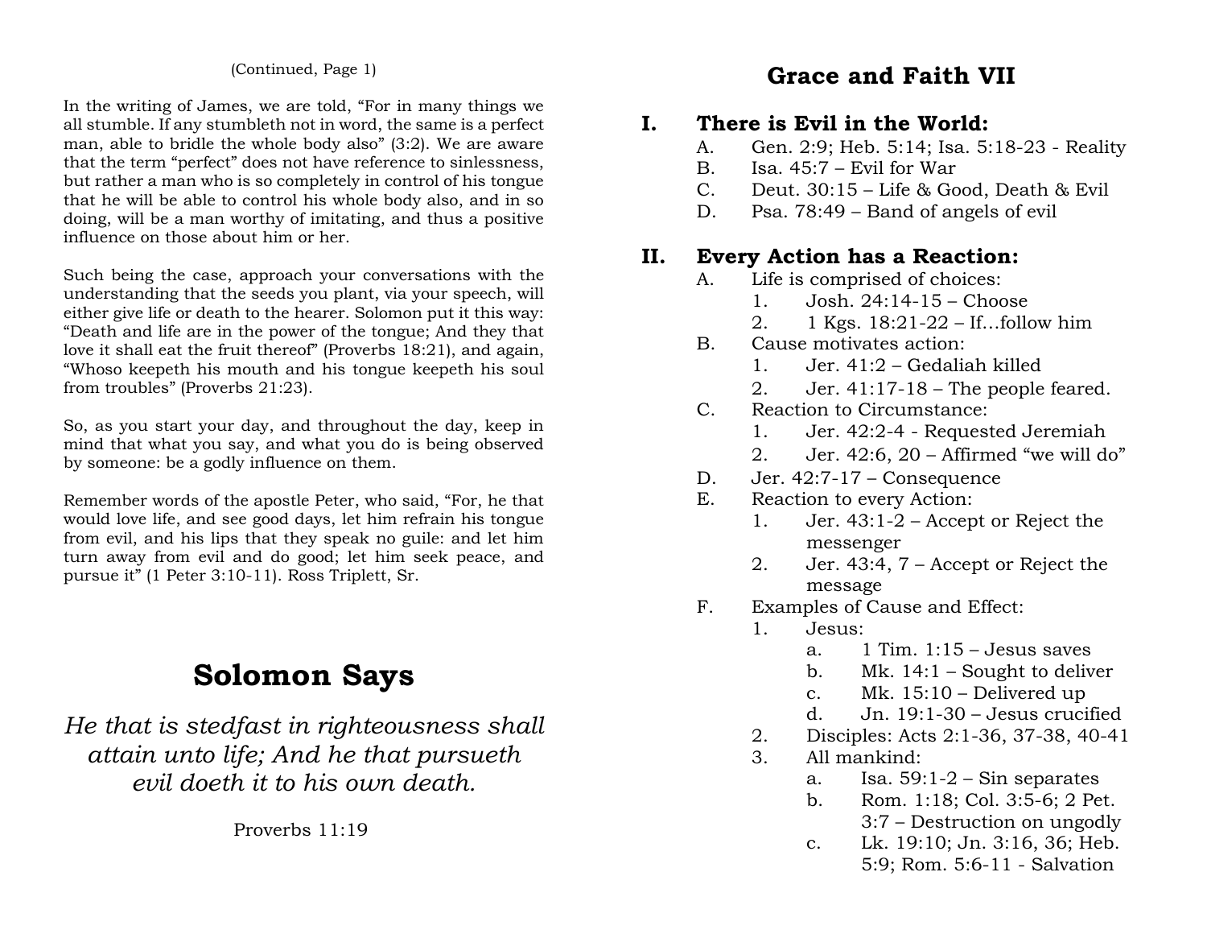(Continued, Page 1)

In the writing of James, we are told, "For in many things we all stumble. If any stumbleth not in word, the same is a perfect man, able to bridle the whole body also" (3:2). We are aware that the term "perfect" does not have reference to sinlessness, but rather a man who is so completely in control of his tongue that he will be able to control his whole body also, and in so doing, will be a man worthy of imitating, and thus a positive influence on those about him or her.

Such being the case, approach your conversations with the understanding that the seeds you plant, via your speech, will either give life or death to the hearer. Solomon put it this way: "Death and life are in the power of the tongue; And they that love it shall eat the fruit thereof" (Proverbs 18:21), and again, "Whoso keepeth his mouth and his tongue keepeth his soul from troubles" (Proverbs 21:23).

So, as you start your day, and throughout the day, keep in mind that what you say, and what you do is being observed by someone: be a godly influence on them.

Remember words of the apostle Peter, who said, "For, he that would love life, and see good days, let him refrain his tongue from evil, and his lips that they speak no guile: and let him turn away from evil and do good; let him seek peace, and pursue it" (1 Peter 3:10-11). Ross Triplett, Sr.

# Solomon Says

*He that is stedfast in righteousness shall attain unto life; And he that pursueth evil doeth it to his own death.*

Proverbs 11:19

# Grace and Faith VII

## I. There is Evil in the World:

- A. Gen. 2:9; Heb. 5:14; Isa. 5:18-23 - Reality
- B. Isa. 45:7 – Evil for War
- C. Deut. 30:15 – Life & Good, Death & Evil
- D. Psa. 78:49 – Band of angels of evil

## II. Every Action has a Reaction:

- A. Life is comprised of choices:
  1. Josh. 24:14-15 – Choose
  2. 1 Kgs. 18:21-22 – If…follow him
- B. Cause motivates action:
  1. Jer. 41:2 – Gedaliah killed
  2. Jer. 41:17-18 – The people feared.
- C. Reaction to Circumstance:
  1. Jer. 42:2-4 - Requested Jeremiah
  2. Jer. 42:6, 20 – Affirmed "we will do"
- D. Jer. 42:7-17 – Consequence
- E. Reaction to every Action:
  1. Jer. 43:1-2 – Accept or Reject the messenger
  2. Jer. 43:4, 7 – Accept or Reject the message
- F. Examples of Cause and Effect:
  1. Jesus:
     - a. 1 Tim. 1:15 – Jesus saves
     - b. Mk. 14:1 – Sought to deliver
     - c. Mk. 15:10 – Delivered up
     - d. Jn. 19:1-30 – Jesus crucified
  2. Disciples: Acts 2:1-36, 37-38, 40-41
  3. All mankind:
     - a. Isa. 59:1-2 – Sin separates
     - b. Rom. 1:18; Col. 3:5-6; 2 Pet. 3:7 – Destruction on ungodly
     - c. Lk. 19:10; Jn. 3:16, 36; Heb. 5:9; Rom. 5:6-11 - Salvation